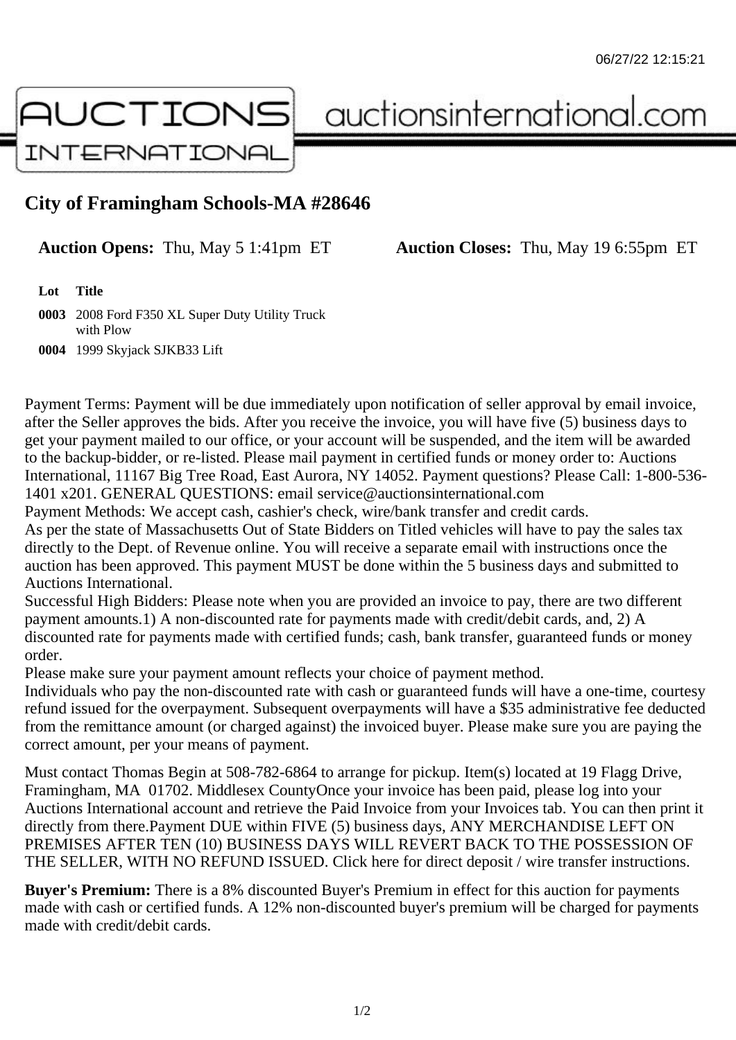06/27/22 12:15:21

AUCTIONS INTERNATIONAL auctionsinternational.com

# City of Framingham Schools-MA #28646

**Auction Opens:** Thu, May 5 1:41pm ET **Auction Closes:** Thu, May 19 6:55pm ET

| Lot | Title |
|---|---|
| 0003 | 2008 Ford F350 XL Super Duty Utility Truck with Plow |
| 0004 | 1999 Skyjack SJKB33 Lift |

Payment Terms: Payment will be due immediately upon notification of seller approval by email invoice, after the Seller approves the bids. After you receive the invoice, you will have five (5) business days to get your payment mailed to our office, or your account will be suspended, and the item will be awarded to the backup-bidder, or re-listed. Please mail payment in certified funds or money order to: Auctions International, 11167 Big Tree Road, East Aurora, NY 14052. Payment questions? Please Call: 1-800-536-1401 x201. GENERAL QUESTIONS: email service@auctionsinternational.com
Payment Methods: We accept cash, cashier's check, wire/bank transfer and credit cards.
As per the state of Massachusetts Out of State Bidders on Titled vehicles will have to pay the sales tax directly to the Dept. of Revenue online. You will receive a separate email with instructions once the auction has been approved. This payment MUST be done within the 5 business days and submitted to Auctions International.
Successful High Bidders: Please note when you are provided an invoice to pay, there are two different payment amounts.1) A non-discounted rate for payments made with credit/debit cards, and, 2) A discounted rate for payments made with certified funds; cash, bank transfer, guaranteed funds or money order.
Please make sure your payment amount reflects your choice of payment method.
Individuals who pay the non-discounted rate with cash or guaranteed funds will have a one-time, courtesy refund issued for the overpayment. Subsequent overpayments will have a $35 administrative fee deducted from the remittance amount (or charged against) the invoiced buyer. Please make sure you are paying the correct amount, per your means of payment.

Must contact Thomas Begin at 508-782-6864 to arrange for pickup. Item(s) located at 19 Flagg Drive, Framingham, MA 01702. Middlesex CountyOnce your invoice has been paid, please log into your Auctions International account and retrieve the Paid Invoice from your Invoices tab. You can then print it directly from there.Payment DUE within FIVE (5) business days, ANY MERCHANDISE LEFT ON PREMISES AFTER TEN (10) BUSINESS DAYS WILL REVERT BACK TO THE POSSESSION OF THE SELLER, WITH NO REFUND ISSUED. Click here for direct deposit / wire transfer instructions.

**Buyer's Premium:** There is a 8% discounted Buyer's Premium in effect for this auction for payments made with cash or certified funds. A 12% non-discounted buyer's premium will be charged for payments made with credit/debit cards.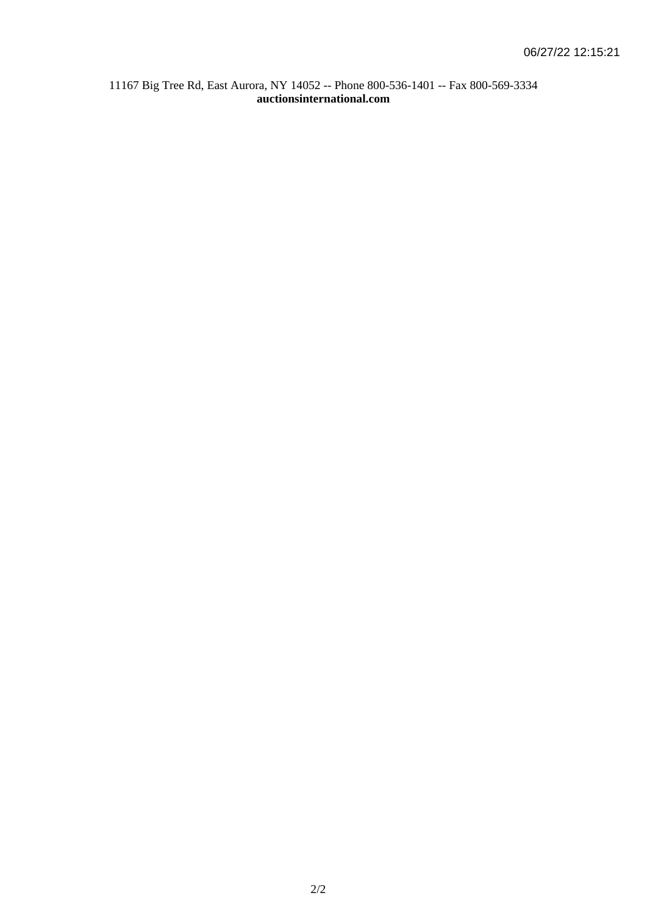11167 Big Tree Rd, East Aurora, NY 14052 -- Phone 800-536-1401 -- Fax 800-569-3334
**auctionsinternational.com**